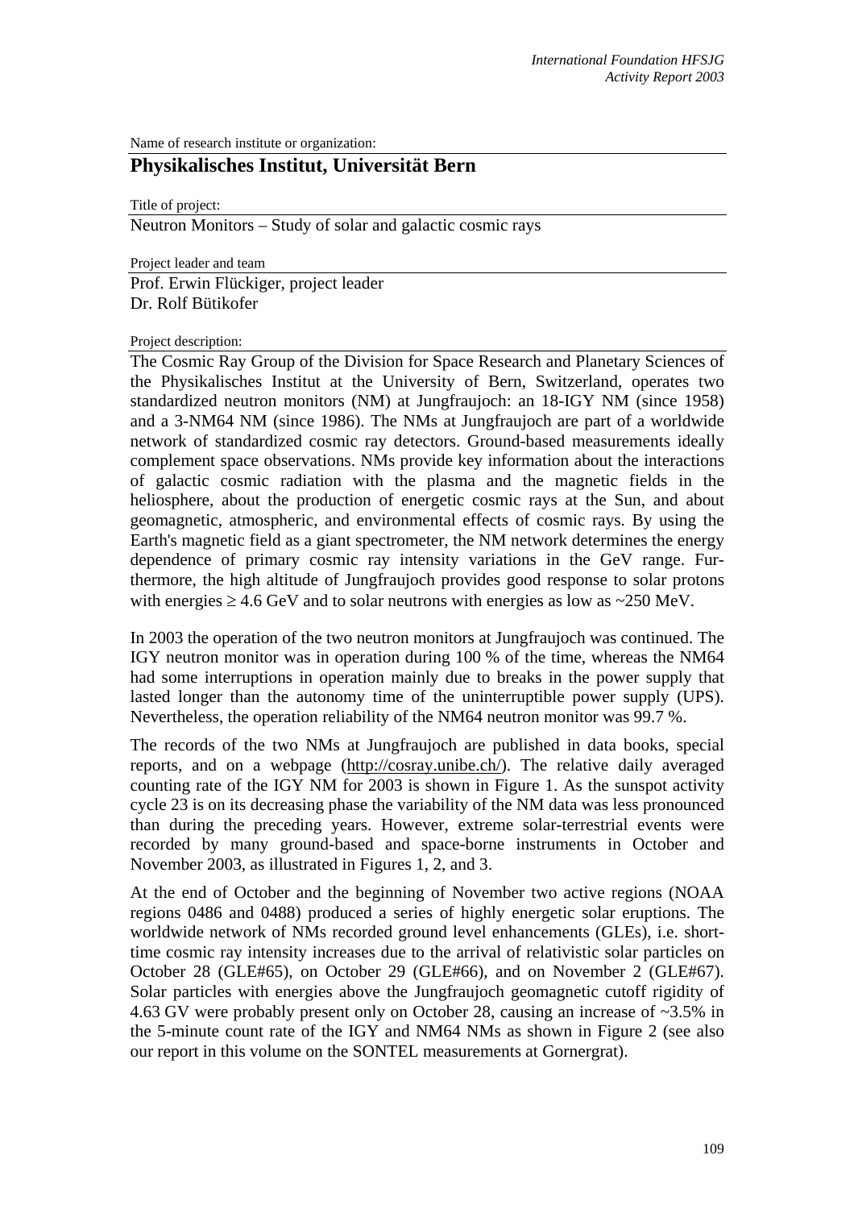Name of research institute or organization:

## Physikalisches Institut, Universität Bern

Title of project:

Neutron Monitors – Study of solar and galactic cosmic rays

Project leader and team

Prof. Erwin Flückiger, project leader
Dr. Rolf Bütikofer

Project description:

The Cosmic Ray Group of the Division for Space Research and Planetary Sciences of the Physikalisches Institut at the University of Bern, Switzerland, operates two standardized neutron monitors (NM) at Jungfraujoch: an 18-IGY NM (since 1958) and a 3-NM64 NM (since 1986). The NMs at Jungfraujoch are part of a worldwide network of standardized cosmic ray detectors. Ground-based measurements ideally complement space observations. NMs provide key information about the interactions of galactic cosmic radiation with the plasma and the magnetic fields in the heliosphere, about the production of energetic cosmic rays at the Sun, and about geomagnetic, atmospheric, and environmental effects of cosmic rays. By using the Earth's magnetic field as a giant spectrometer, the NM network determines the energy dependence of primary cosmic ray intensity variations in the GeV range. Furthermore, the high altitude of Jungfraujoch provides good response to solar protons with energies $\geq 4.6$ GeV and to solar neutrons with energies as low as ~250 MeV.

In 2003 the operation of the two neutron monitors at Jungfraujoch was continued. The IGY neutron monitor was in operation during 100 % of the time, whereas the NM64 had some interruptions in operation mainly due to breaks in the power supply that lasted longer than the autonomy time of the uninterruptible power supply (UPS). Nevertheless, the operation reliability of the NM64 neutron monitor was 99.7 %.

The records of the two NMs at Jungfraujoch are published in data books, special reports, and on a webpage (http://cosray.unibe.ch/). The relative daily averaged counting rate of the IGY NM for 2003 is shown in Figure 1. As the sunspot activity cycle 23 is on its decreasing phase the variability of the NM data was less pronounced than during the preceding years. However, extreme solar-terrestrial events were recorded by many ground-based and space-borne instruments in October and November 2003, as illustrated in Figures 1, 2, and 3.

At the end of October and the beginning of November two active regions (NOAA regions 0486 and 0488) produced a series of highly energetic solar eruptions. The worldwide network of NMs recorded ground level enhancements (GLEs), i.e. short-time cosmic ray intensity increases due to the arrival of relativistic solar particles on October 28 (GLE#65), on October 29 (GLE#66), and on November 2 (GLE#67). Solar particles with energies above the Jungfraujoch geomagnetic cutoff rigidity of 4.63 GV were probably present only on October 28, causing an increase of ~3.5% in the 5-minute count rate of the IGY and NM64 NMs as shown in Figure 2 (see also our report in this volume on the SONTEL measurements at Gornergrat).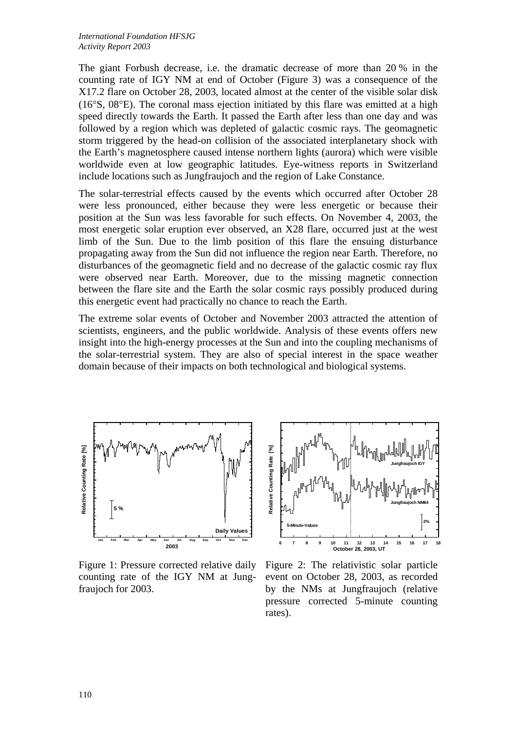The giant Forbush decrease, i.e. the dramatic decrease of more than 20 % in the counting rate of IGY NM at end of October (Figure 3) was a consequence of the X17.2 flare on October 28, 2003, located almost at the center of the visible solar disk (16°S, 08°E). The coronal mass ejection initiated by this flare was emitted at a high speed directly towards the Earth. It passed the Earth after less than one day and was followed by a region which was depleted of galactic cosmic rays. The geomagnetic storm triggered by the head-on collision of the associated interplanetary shock with the Earth's magnetosphere caused intense northern lights (aurora) which were visible worldwide even at low geographic latitudes. Eye-witness reports in Switzerland include locations such as Jungfraujoch and the region of Lake Constance.

The solar-terrestrial effects caused by the events which occurred after October 28 were less pronounced, either because they were less energetic or because their position at the Sun was less favorable for such effects. On November 4, 2003, the most energetic solar eruption ever observed, an X28 flare, occurred just at the west limb of the Sun. Due to the limb position of this flare the ensuing disturbance propagating away from the Sun did not influence the region near Earth. Therefore, no disturbances of the geomagnetic field and no decrease of the galactic cosmic ray flux were observed near Earth. Moreover, due to the missing magnetic connection between the flare site and the Earth the solar cosmic rays possibly produced during this energetic event had practically no chance to reach the Earth.

The extreme solar events of October and November 2003 attracted the attention of scientists, engineers, and the public worldwide. Analysis of these events offers new insight into the high-energy processes at the Sun and into the coupling mechanisms of the solar-terrestrial system. They are also of special interest in the space weather domain because of their impacts on both technological and biological systems.

Figure 1: Pressure corrected relative daily counting rate of the IGY NM at Jungfraujoch for 2003.

Figure 2: The relativistic solar particle event on October 28, 2003, as recorded by the NMs at Jungfraujoch (relative pressure corrected 5-minute counting rates).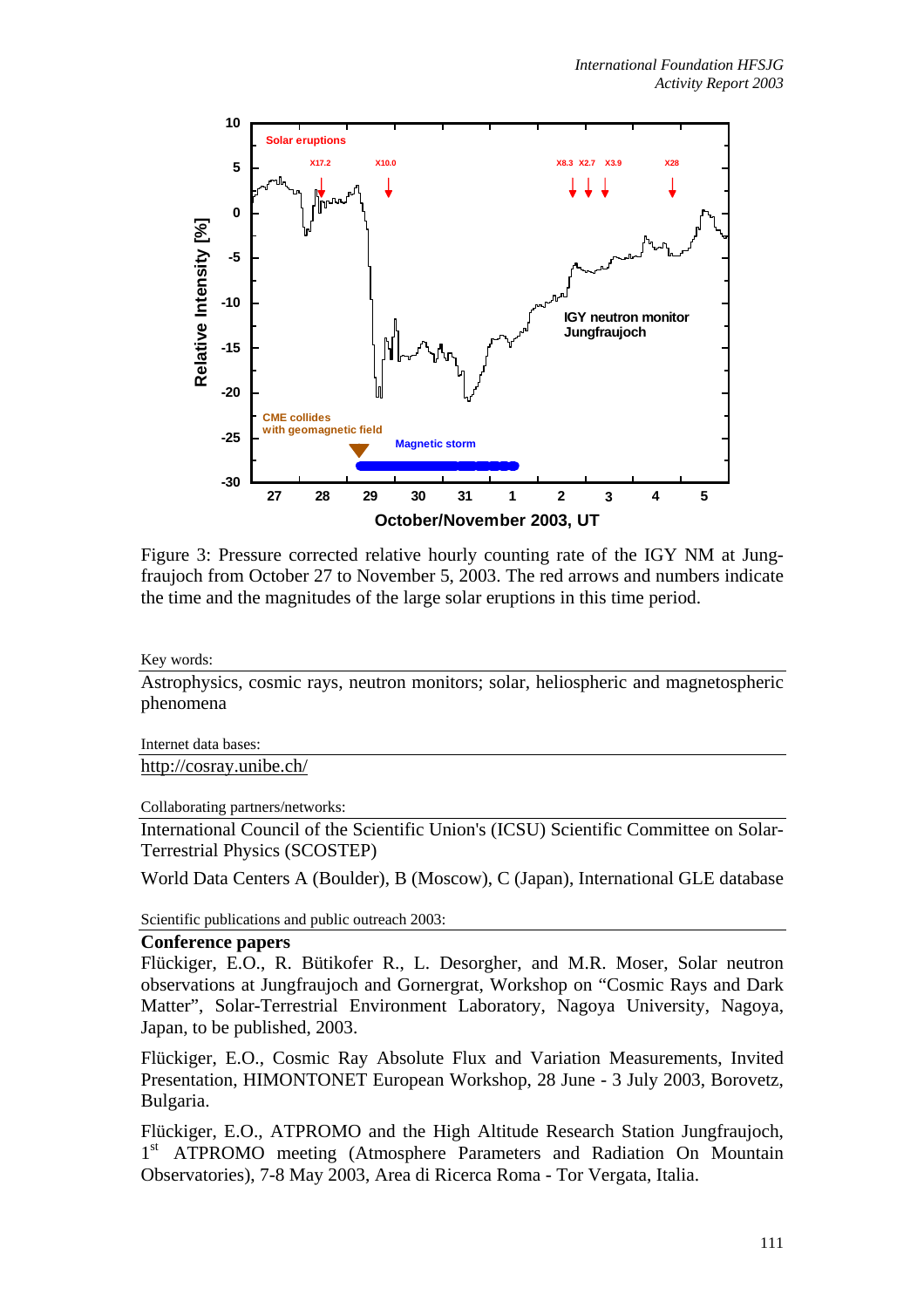Figure 3: Pressure corrected relative hourly counting rate of the IGY NM at Jungfraujoch from October 27 to November 5, 2003. The red arrows and numbers indicate the time and the magnitudes of the large solar eruptions in this time period.

Key words:

Astrophysics, cosmic rays, neutron monitors; solar, heliospheric and magnetospheric phenomena

Internet data bases:

http://cosray.unibe.ch/

Collaborating partners/networks:

International Council of the Scientific Union's (ICSU) Scientific Committee on Solar-Terrestrial Physics (SCOSTEP)

World Data Centers A (Boulder), B (Moscow), C (Japan), International GLE database

Scientific publications and public outreach 2003:

**Conference papers**

Flückiger, E.O., R. Bütikofer R., L. Desorgher, and M.R. Moser, Solar neutron observations at Jungfraujoch and Gornergrat, Workshop on "Cosmic Rays and Dark Matter", Solar-Terrestrial Environment Laboratory, Nagoya University, Nagoya, Japan, to be published, 2003.

Flückiger, E.O., Cosmic Ray Absolute Flux and Variation Measurements, Invited Presentation, HIMONTONET European Workshop, 28 June - 3 July 2003, Borovetz, Bulgaria.

Flückiger, E.O., ATPROMO and the High Altitude Research Station Jungfraujoch, 1st ATPROMO meeting (Atmosphere Parameters and Radiation On Mountain Observatories), 7-8 May 2003, Area di Ricerca Roma - Tor Vergata, Italia.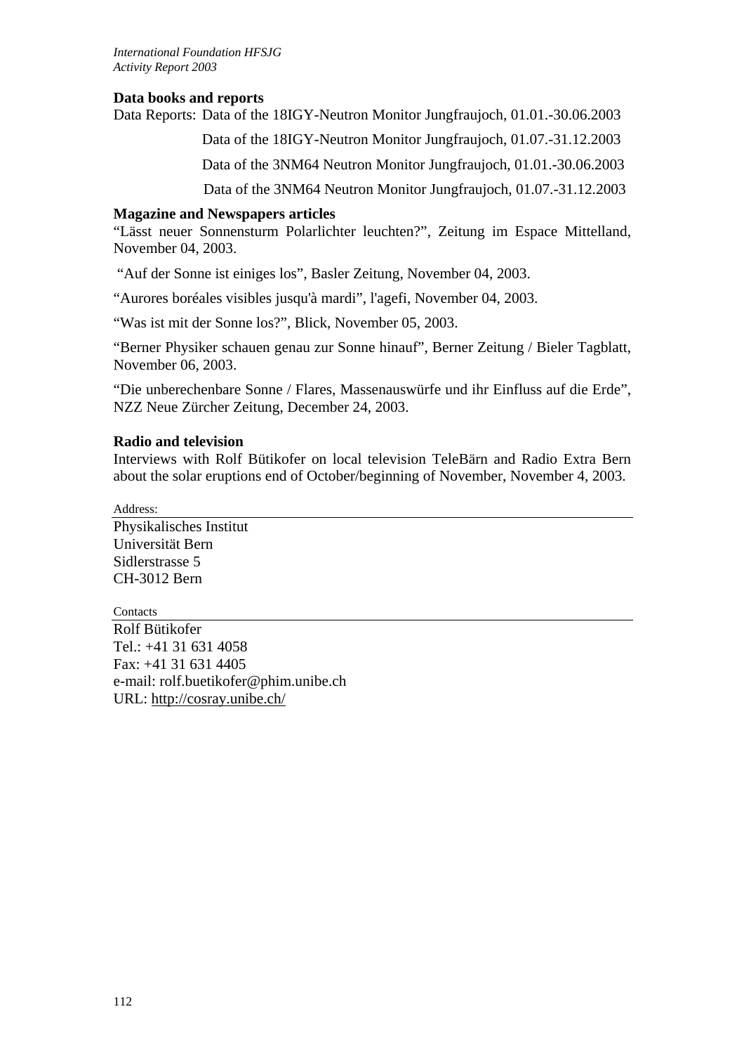### Data books and reports

Data Reports: Data of the 18IGY-Neutron Monitor Jungfraujoch, 01.01.-30.06.2003

Data of the 18IGY-Neutron Monitor Jungfraujoch, 01.07.-31.12.2003

Data of the 3NM64 Neutron Monitor Jungfraujoch, 01.01.-30.06.2003

Data of the 3NM64 Neutron Monitor Jungfraujoch, 01.07.-31.12.2003

### Magazine and Newspapers articles

"Lässt neuer Sonnensturm Polarlichter leuchten?", Zeitung im Espace Mittelland, November 04, 2003.

"Auf der Sonne ist einiges los", Basler Zeitung, November 04, 2003.

"Aurores boréales visibles jusqu'à mardi", l'agefi, November 04, 2003.

"Was ist mit der Sonne los?", Blick, November 05, 2003.

"Berner Physiker schauen genau zur Sonne hinauf", Berner Zeitung / Bieler Tagblatt, November 06, 2003.

"Die unberechenbare Sonne / Flares, Massenauswürfe und ihr Einfluss auf die Erde", NZZ Neue Zürcher Zeitung, December 24, 2003.

### Radio and television

Interviews with Rolf Bütikofer on local television TeleBärn and Radio Extra Bern about the solar eruptions end of October/beginning of November, November 4, 2003.

Address:

Physikalisches Institut
Universität Bern
Sidlerstrasse 5
CH-3012 Bern

Contacts

Rolf Bütikofer
Tel.: +41 31 631 4058
Fax: +41 31 631 4405
e-mail: rolf.buetikofer@phim.unibe.ch
URL: http://cosray.unibe.ch/